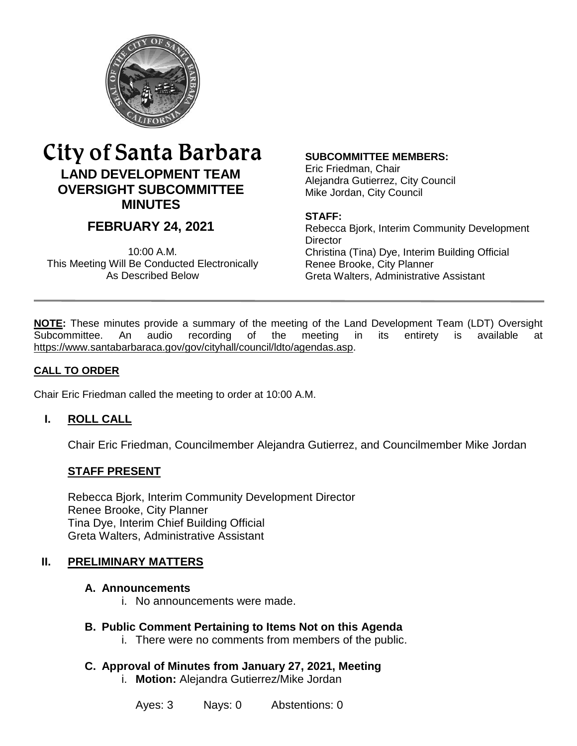# City of Santa Barbara

## LAND DEVELOPMENT TEAM OVERSIGHT SUBCOMMITTEE MINUTES

## FEBRUARY 24, 2021

10:00 A.M.
This Meeting Will Be Conducted Electronically
As Described Below

**SUBCOMMITTEE MEMBERS:**
Eric Friedman, Chair
Alejandra Gutierrez, City Council
Mike Jordan, City Council

**STAFF:**
Rebecca Bjork, Interim Community Development Director
Christina (Tina) Dye, Interim Building Official
Renee Brooke, City Planner
Greta Walters, Administrative Assistant

---

**NOTE:** These minutes provide a summary of the meeting of the Land Development Team (LDT) Oversight Subcommittee. An audio recording of the meeting in its entirety is available at https://www.santabarbaraca.gov/gov/cityhall/council/ldto/agendas.asp.

### CALL TO ORDER

Chair Eric Friedman called the meeting to order at 10:00 A.M.

### I. ROLL CALL

Chair Eric Friedman, Councilmember Alejandra Gutierrez, and Councilmember Mike Jordan

#### STAFF PRESENT

Rebecca Bjork, Interim Community Development Director
Renee Brooke, City Planner
Tina Dye, Interim Chief Building Official
Greta Walters, Administrative Assistant

### II. PRELIMINARY MATTERS

#### A. Announcements

i. No announcements were made.

#### B. Public Comment Pertaining to Items Not on this Agenda

i. There were no comments from members of the public.

#### C. Approval of Minutes from January 27, 2021, Meeting

i. **Motion:** Alejandra Gutierrez/Mike Jordan

Ayes: 3 Nays: 0 Abstentions: 0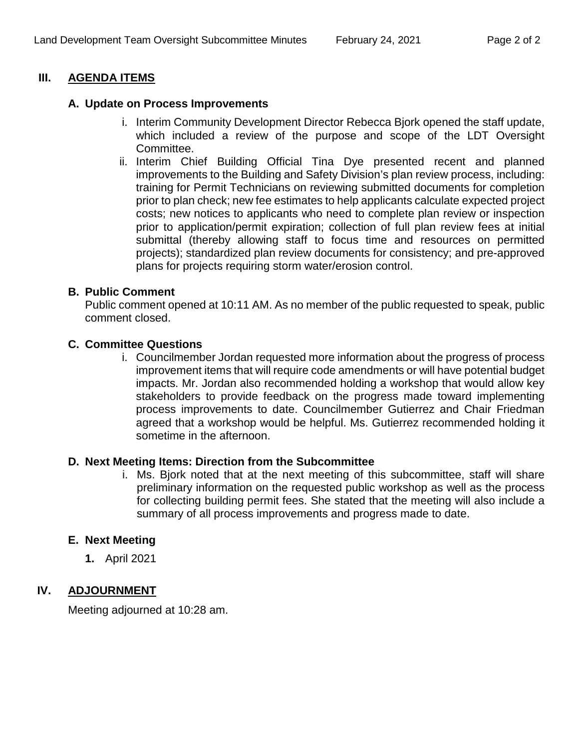## III. AGENDA ITEMS

### A. Update on Process Improvements

i. Interim Community Development Director Rebecca Bjork opened the staff update, which included a review of the purpose and scope of the LDT Oversight Committee.

ii. Interim Chief Building Official Tina Dye presented recent and planned improvements to the Building and Safety Division's plan review process, including: training for Permit Technicians on reviewing submitted documents for completion prior to plan check; new fee estimates to help applicants calculate expected project costs; new notices to applicants who need to complete plan review or inspection prior to application/permit expiration; collection of full plan review fees at initial submittal (thereby allowing staff to focus time and resources on permitted projects); standardized plan review documents for consistency; and pre-approved plans for projects requiring storm water/erosion control.

### B. Public Comment

Public comment opened at 10:11 AM. As no member of the public requested to speak, public comment closed.

### C. Committee Questions

i. Councilmember Jordan requested more information about the progress of process improvement items that will require code amendments or will have potential budget impacts. Mr. Jordan also recommended holding a workshop that would allow key stakeholders to provide feedback on the progress made toward implementing process improvements to date. Councilmember Gutierrez and Chair Friedman agreed that a workshop would be helpful. Ms. Gutierrez recommended holding it sometime in the afternoon.

### D. Next Meeting Items: Direction from the Subcommittee

i. Ms. Bjork noted that at the next meeting of this subcommittee, staff will share preliminary information on the requested public workshop as well as the process for collecting building permit fees. She stated that the meeting will also include a summary of all process improvements and progress made to date.

### E. Next Meeting

1. April 2021

## IV. ADJOURNMENT

Meeting adjourned at 10:28 am.